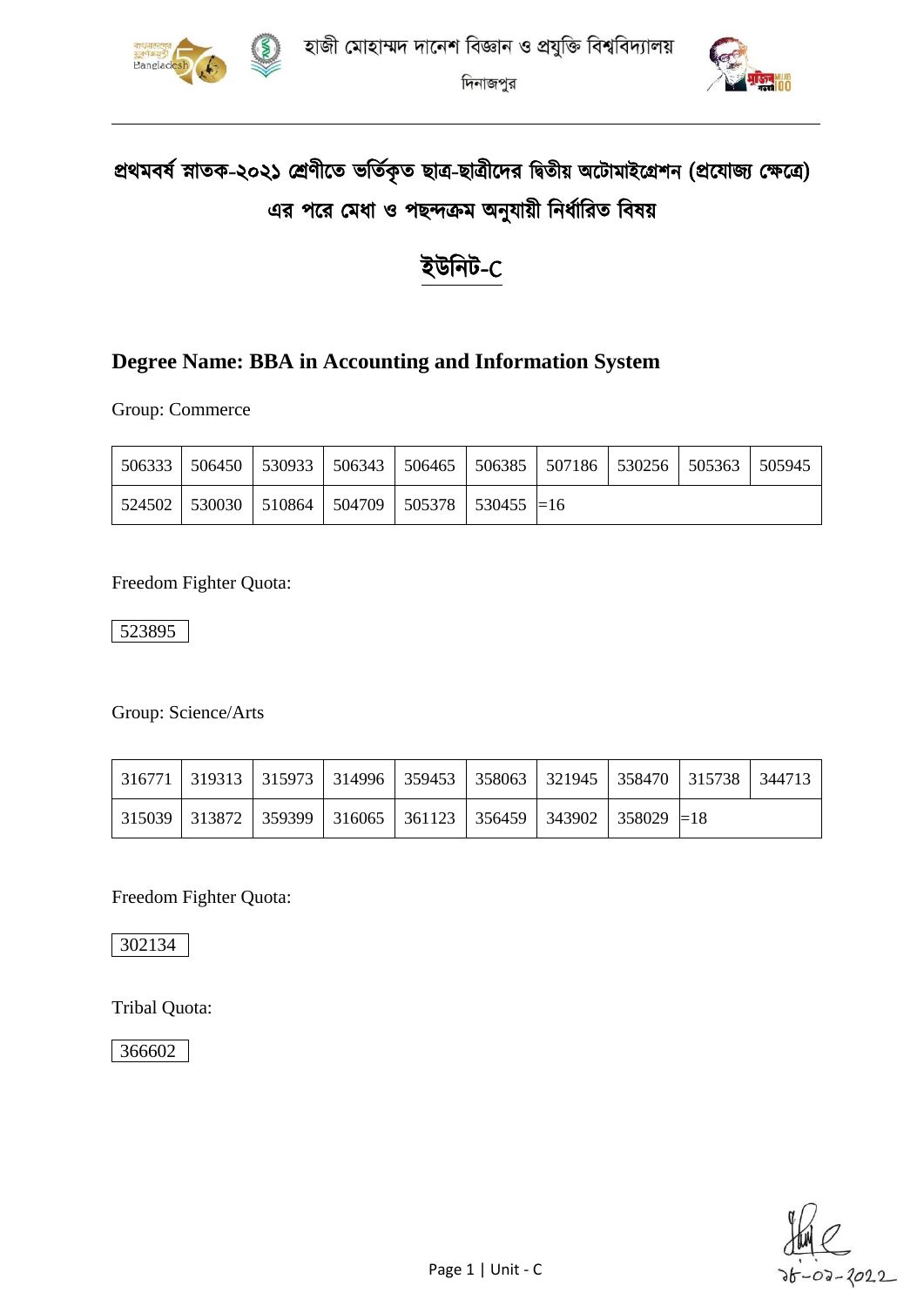হাজী মোহাম্মদ দানেশ বিজ্ঞান ও প্রযুক্তি বিশ্ববিদ্যালয়

দিনাজপুর

## প্রথমবর্ষ স্নাতক-২০২১ শ্রেণীতে ভর্তিকৃত ছাত্র-ছাত্রীদের দ্বিতীয় অটোমাইগ্রেশন (প্রযোজ্য ক্ষেত্রে) এর পরে মেধা ও পছন্দক্রম অনুযায়ী নির্ধারিত বিষয়

## ইউনিট-C

### Degree Name: BBA in Accounting and Information System

Group: Commerce

| | | | | | | | | | |
|---|---|---|---|---|---|---|---|---|---|
| 506333 | 506450 | 530933 | 506343 | 506465 | 506385 | 507186 | 530256 | 505363 | 505945 |
| 524502 | 530030 | 510864 | 504709 | 505378 | 530455 | =16 | | | |

Freedom Fighter Quota:

| |
|---|
| 523895 |

Group: Science/Arts

| | | | | | | | | | |
|---|---|---|---|---|---|---|---|---|---|
| 316771 | 319313 | 315973 | 314996 | 359453 | 358063 | 321945 | 358470 | 315738 | 344713 |
| 315039 | 313872 | 359399 | 316065 | 361123 | 356459 | 343902 | 358029 | =18 | |

Freedom Fighter Quota:

| |
|---|
| 302134 |

Tribal Quota:

| |
|---|
| 366602 |

১৮-০২-২০২২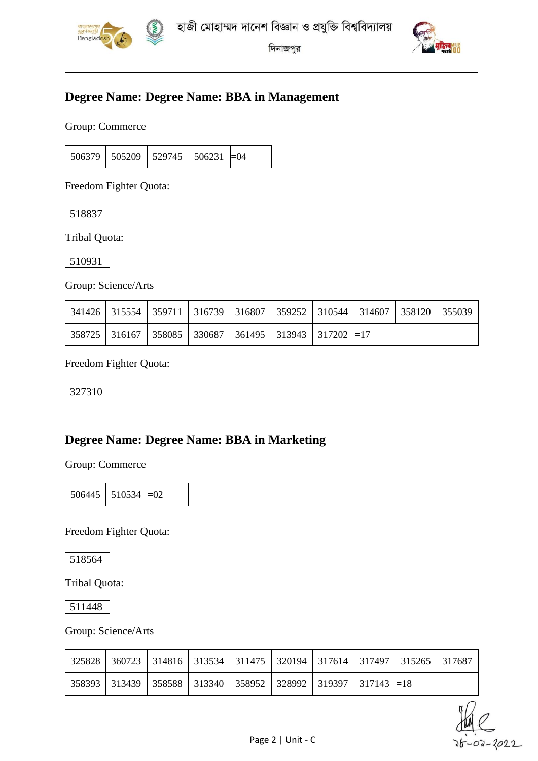## Degree Name: Degree Name: BBA in Management

Group: Commerce

| | | | | |
|---|---|---|---|---|
| 506379 | 505209 | 529745 | 506231 | =04 |

Freedom Fighter Quota:

| |
|---|
| 518837 |

Tribal Quota:

| |
|---|
| 510931 |

Group: Science/Arts

| | | | | | | | | | |
|---|---|---|---|---|---|---|---|---|---|
| 341426 | 315554 | 359711 | 316739 | 316807 | 359252 | 310544 | 314607 | 358120 | 355039 |
| 358725 | 316167 | 358085 | 330687 | 361495 | 313943 | 317202 | =17 | | |

Freedom Fighter Quota:

| |
|---|
| 327310 |

## Degree Name: Degree Name: BBA in Marketing

Group: Commerce

| | | |
|---|---|---|
| 506445 | 510534 | =02 |

Freedom Fighter Quota:

| |
|---|
| 518564 |

Tribal Quota:

| |
|---|
| 511448 |

Group: Science/Arts

| | | | | | | | | | |
|---|---|---|---|---|---|---|---|---|---|
| 325828 | 360723 | 314816 | 313534 | 311475 | 320194 | 317614 | 317497 | 315265 | 317687 |
| 358393 | 313439 | 358588 | 313340 | 358952 | 328992 | 319397 | 317143 | =18 | |

১৮-০২-২০২২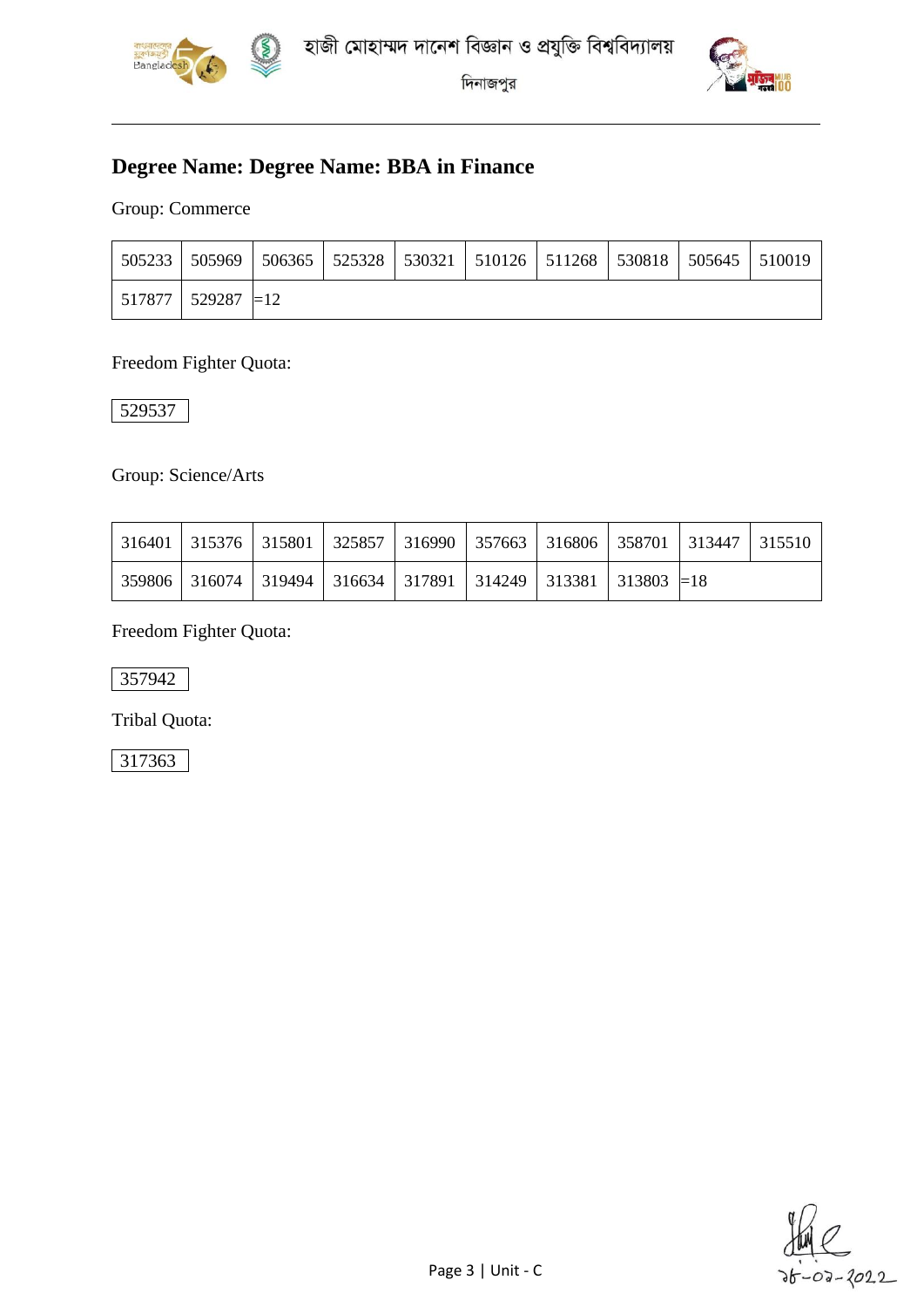হাজী মোহাম্মদ দানেশ বিজ্ঞান ও প্রযুক্তি বিশ্ববিদ্যালয়

দিনাজপুর

## Degree Name: Degree Name: BBA in Finance

Group: Commerce

| | | | | | | | | | |
|---|---|---|---|---|---|---|---|---|---|
| 505233 | 505969 | 506365 | 525328 | 530321 | 510126 | 511268 | 530818 | 505645 | 510019 |
| 517877 | 529287 | =12 | | | | | | | |

Freedom Fighter Quota:

| |
|---|
| 529537 |

Group: Science/Arts

| | | | | | | | | | |
|---|---|---|---|---|---|---|---|---|---|
| 316401 | 315376 | 315801 | 325857 | 316990 | 357663 | 316806 | 358701 | 313447 | 315510 |
| 359806 | 316074 | 319494 | 316634 | 317891 | 314249 | 313381 | 313803 | =18 | |

Freedom Fighter Quota:

| |
|---|
| 357942 |

Tribal Quota:

| |
|---|
| 317363 |

১৮-০৭-২০22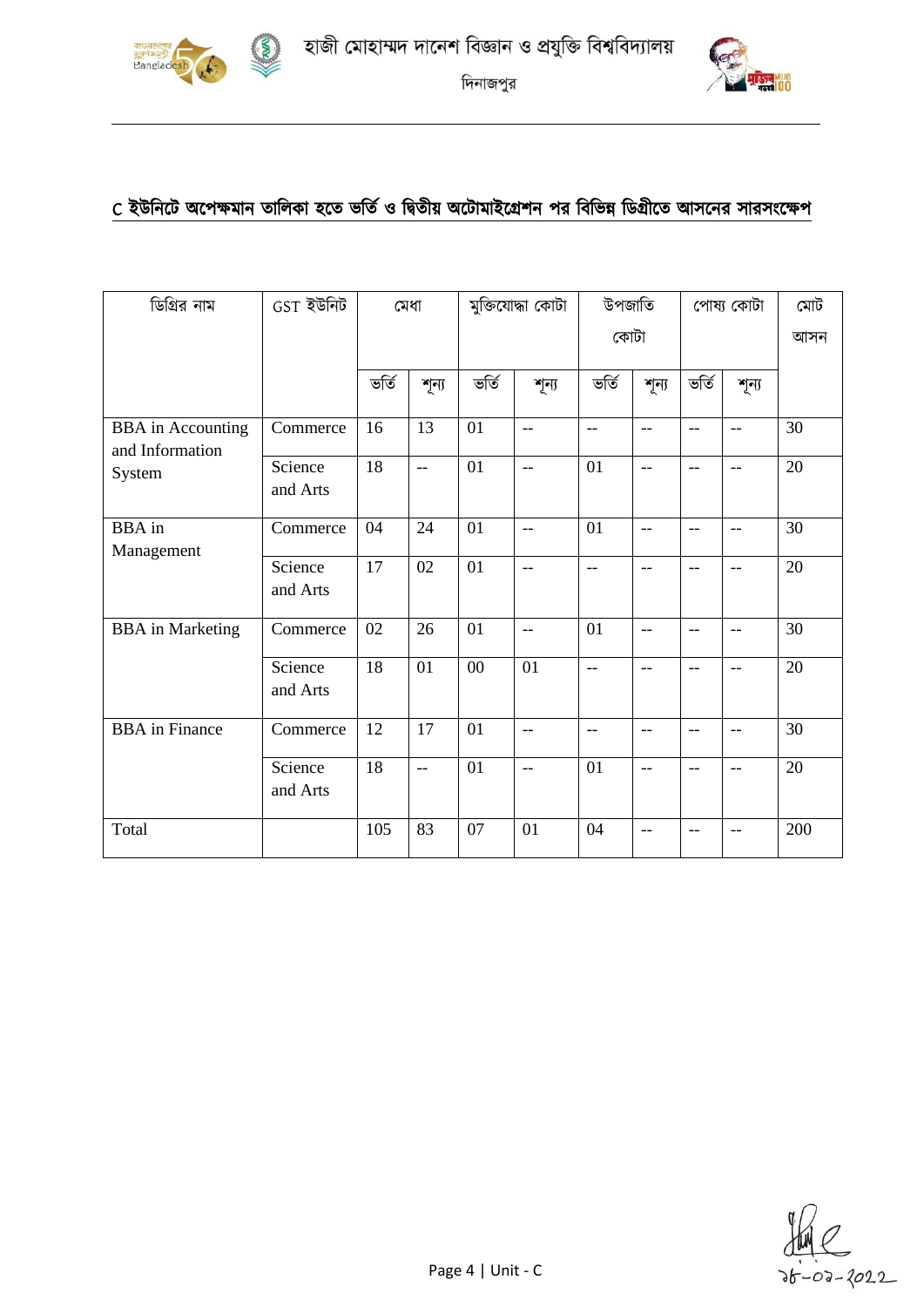হাজী মোহাম্মদ দানেশ বিজ্ঞান ও প্রযুক্তি বিশ্ববিদ্যালয়

দিনাজপুর

## C ইউনিটে অপেক্ষমান তালিকা হতে ভর্তি ও দ্বিতীয় অটোমাইগ্রেশন পর বিভিন্ন ডিগ্রীতে আসনের সারসংক্ষেপ

| ডিগ্রির নাম | GST ইউনিট | মেধা | | মুক্তিযোদ্ধা কোটা | | উপজাতি কোটা | | পোষ্য কোটা | | মোট আসন |
|---|---|---|---|---|---|---|---|---|---|---|
| | | ভর্তি | শূন্য | ভর্তি | শূন্য | ভর্তি | শূন্য | ভর্তি | শূন্য | |
| BBA in Accounting and Information System | Commerce | 16 | 13 | 01 | -- | -- | -- | -- | -- | 30 |
| | Science and Arts | 18 | -- | 01 | -- | 01 | -- | -- | -- | 20 |
| BBA in Management | Commerce | 04 | 24 | 01 | -- | 01 | -- | -- | -- | 30 |
| | Science and Arts | 17 | 02 | 01 | -- | -- | -- | -- | -- | 20 |
| BBA in Marketing | Commerce | 02 | 26 | 01 | -- | 01 | -- | -- | -- | 30 |
| | Science and Arts | 18 | 01 | 00 | 01 | -- | -- | -- | -- | 20 |
| BBA in Finance | Commerce | 12 | 17 | 01 | -- | -- | -- | -- | -- | 30 |
| | Science and Arts | 18 | -- | 01 | -- | 01 | -- | -- | -- | 20 |
| Total | | 105 | 83 | 07 | 01 | 04 | -- | -- | -- | 200 |

১৮-০৭-২০২২